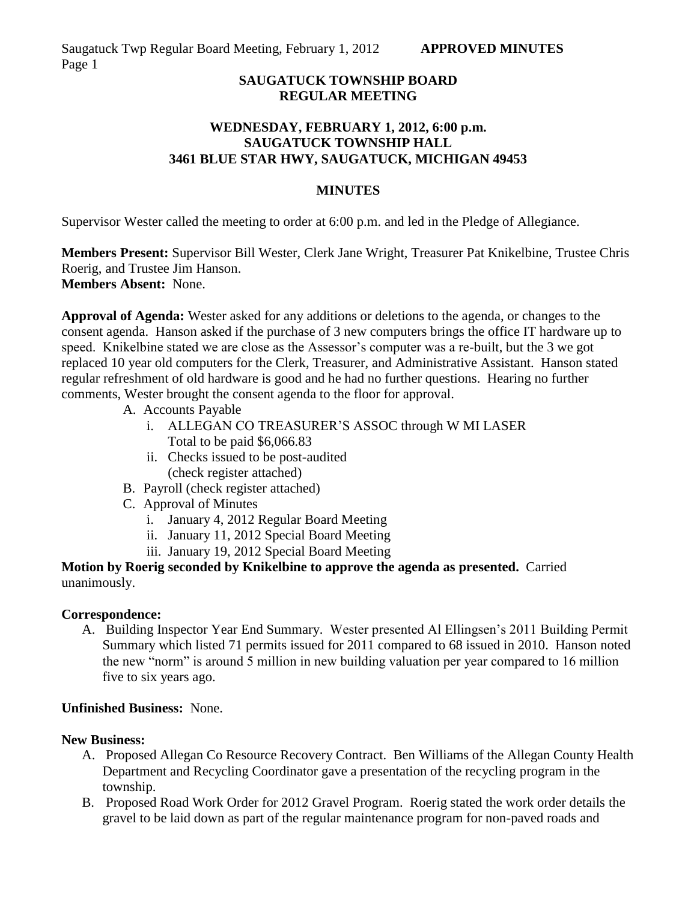# SAUGATUCK TOWNSHIP BOARD
# REGULAR MEETING

### WEDNESDAY, FEBRUARY 1, 2012, 6:00 p.m.
### SAUGATUCK TOWNSHIP HALL
### 3461 BLUE STAR HWY, SAUGATUCK, MICHIGAN 49453

## MINUTES

Supervisor Wester called the meeting to order at 6:00 p.m. and led in the Pledge of Allegiance.

**Members Present:** Supervisor Bill Wester, Clerk Jane Wright, Treasurer Pat Knikelbine, Trustee Chris Roerig, and Trustee Jim Hanson.
**Members Absent:** None.

**Approval of Agenda:** Wester asked for any additions or deletions to the agenda, or changes to the consent agenda. Hanson asked if the purchase of 3 new computers brings the office IT hardware up to speed. Knikelbine stated we are close as the Assessor's computer was a re-built, but the 3 we got replaced 10 year old computers for the Clerk, Treasurer, and Administrative Assistant. Hanson stated regular refreshment of old hardware is good and he had no further questions. Hearing no further comments, Wester brought the consent agenda to the floor for approval.

A. Accounts Payable
   i. ALLEGAN CO TREASURER'S ASSOC through W MI LASER
      Total to be paid $6,066.83
   ii. Checks issued to be post-audited
      (check register attached)
B. Payroll (check register attached)
C. Approval of Minutes
   i. January 4, 2012 Regular Board Meeting
   ii. January 11, 2012 Special Board Meeting
   iii. January 19, 2012 Special Board Meeting

**Motion by Roerig seconded by Knikelbine to approve the agenda as presented.** Carried unanimously.

**Correspondence:**

A. Building Inspector Year End Summary. Wester presented Al Ellingsen's 2011 Building Permit Summary which listed 71 permits issued for 2011 compared to 68 issued in 2010. Hanson noted the new "norm" is around 5 million in new building valuation per year compared to 16 million five to six years ago.

**Unfinished Business:** None.

**New Business:**

A. Proposed Allegan Co Resource Recovery Contract. Ben Williams of the Allegan County Health Department and Recycling Coordinator gave a presentation of the recycling program in the township.
B. Proposed Road Work Order for 2012 Gravel Program. Roerig stated the work order details the gravel to be laid down as part of the regular maintenance program for non-paved roads and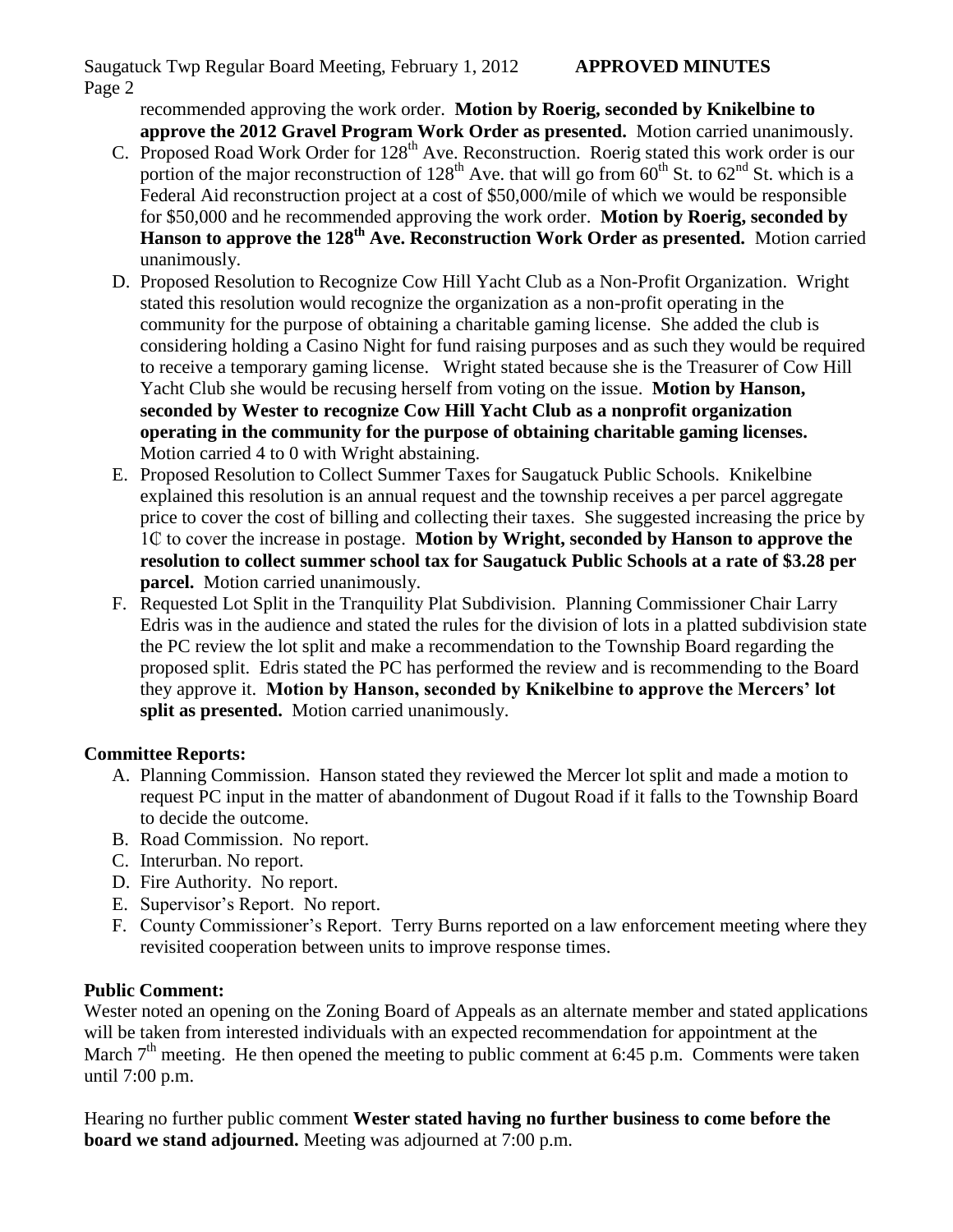recommended approving the work order. **Motion by Roerig, seconded by Knikelbine to approve the 2012 Gravel Program Work Order as presented.** Motion carried unanimously.

C. Proposed Road Work Order for 128th Ave. Reconstruction. Roerig stated this work order is our portion of the major reconstruction of 128th Ave. that will go from 60th St. to 62nd St. which is a Federal Aid reconstruction project at a cost of $50,000/mile of which we would be responsible for $50,000 and he recommended approving the work order. **Motion by Roerig, seconded by Hanson to approve the 128th Ave. Reconstruction Work Order as presented.** Motion carried unanimously.

D. Proposed Resolution to Recognize Cow Hill Yacht Club as a Non-Profit Organization. Wright stated this resolution would recognize the organization as a non-profit operating in the community for the purpose of obtaining a charitable gaming license. She added the club is considering holding a Casino Night for fund raising purposes and as such they would be required to receive a temporary gaming license. Wright stated because she is the Treasurer of Cow Hill Yacht Club she would be recusing herself from voting on the issue. **Motion by Hanson, seconded by Wester to recognize Cow Hill Yacht Club as a nonprofit organization operating in the community for the purpose of obtaining charitable gaming licenses.** Motion carried 4 to 0 with Wright abstaining.

E. Proposed Resolution to Collect Summer Taxes for Saugatuck Public Schools. Knikelbine explained this resolution is an annual request and the township receives a per parcel aggregate price to cover the cost of billing and collecting their taxes. She suggested increasing the price by 1₵ to cover the increase in postage. **Motion by Wright, seconded by Hanson to approve the resolution to collect summer school tax for Saugatuck Public Schools at a rate of $3.28 per parcel.** Motion carried unanimously.

F. Requested Lot Split in the Tranquility Plat Subdivision. Planning Commissioner Chair Larry Edris was in the audience and stated the rules for the division of lots in a platted subdivision state the PC review the lot split and make a recommendation to the Township Board regarding the proposed split. Edris stated the PC has performed the review and is recommending to the Board they approve it. **Motion by Hanson, seconded by Knikelbine to approve the Mercers' lot split as presented.** Motion carried unanimously.

**Committee Reports:**

A. Planning Commission. Hanson stated they reviewed the Mercer lot split and made a motion to request PC input in the matter of abandonment of Dugout Road if it falls to the Township Board to decide the outcome.
B. Road Commission. No report.
C. Interurban. No report.
D. Fire Authority. No report.
E. Supervisor's Report. No report.
F. County Commissioner's Report. Terry Burns reported on a law enforcement meeting where they revisited cooperation between units to improve response times.

**Public Comment:**

Wester noted an opening on the Zoning Board of Appeals as an alternate member and stated applications will be taken from interested individuals with an expected recommendation for appointment at the March 7th meeting. He then opened the meeting to public comment at 6:45 p.m. Comments were taken until 7:00 p.m.

Hearing no further public comment **Wester stated having no further business to come before the board we stand adjourned.** Meeting was adjourned at 7:00 p.m.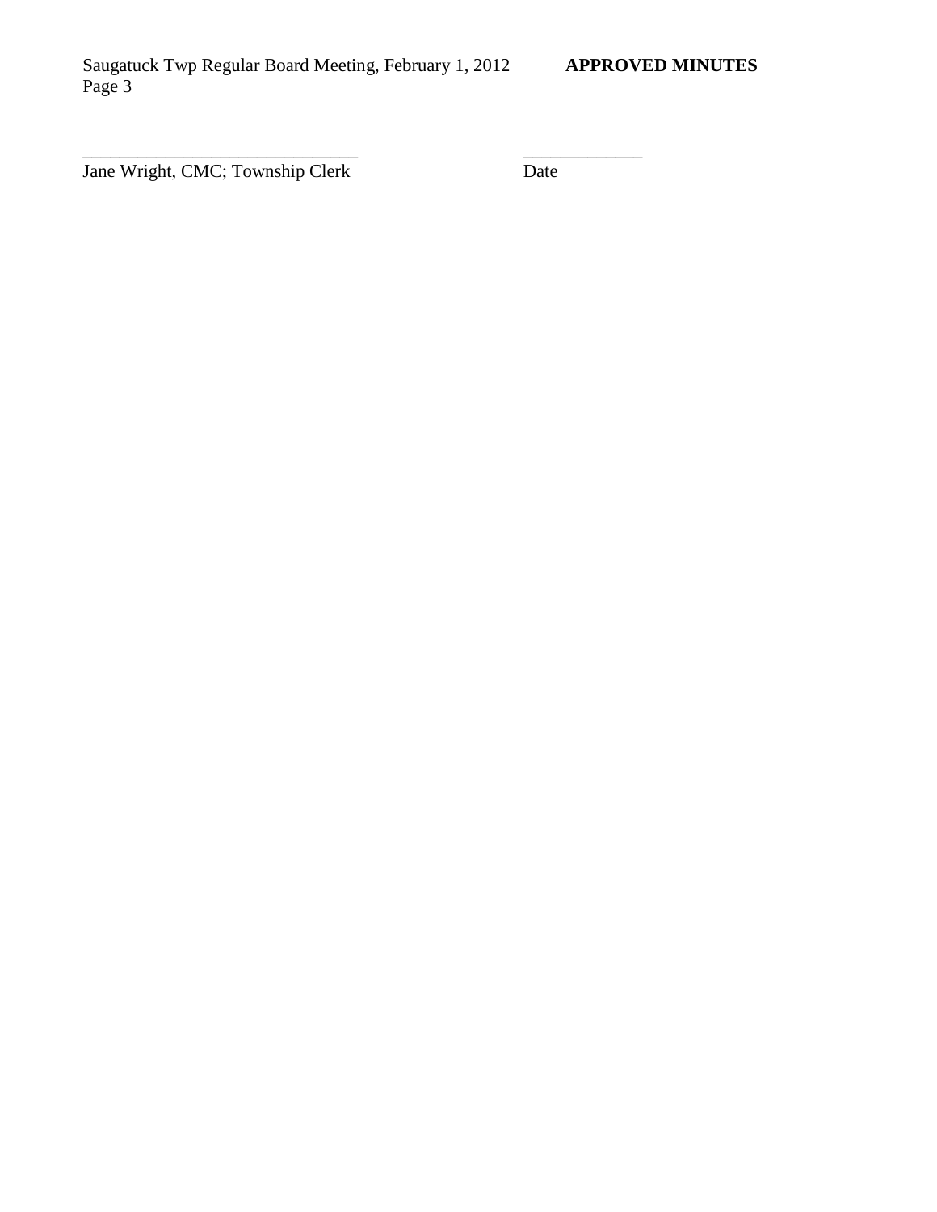\_\_\_\_\_\_\_\_\_\_\_\_\_\_\_\_\_\_\_\_\_\_\_\_\_\_\_\_\_\_ \_\_\_\_\_\_\_\_\_\_\_\_\_

Jane Wright, CMC; Township Clerk Date